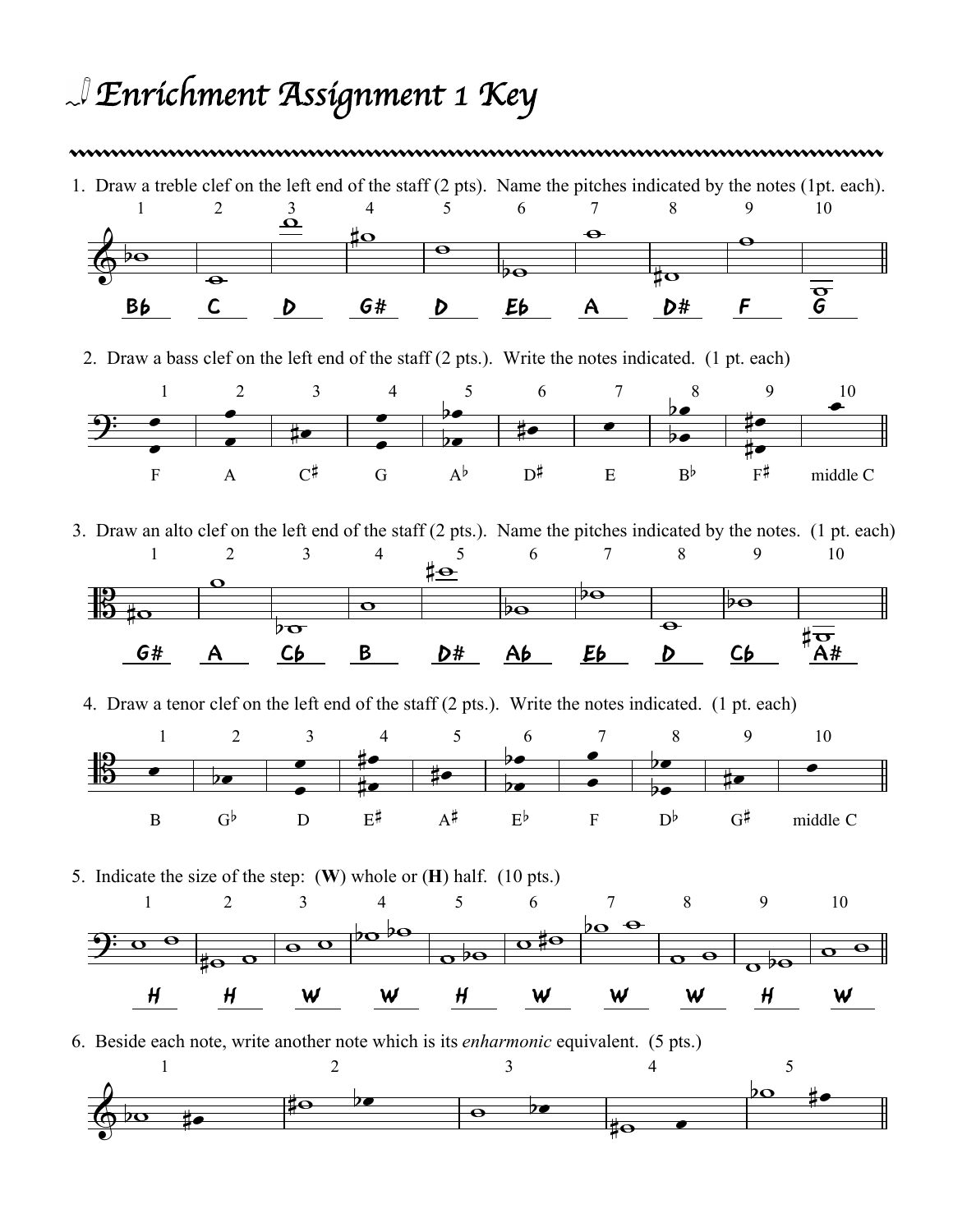# Enrichment Assignment 1 Key

1. Draw a treble clef on the left end of the staff (2 pts). Name the pitches indicated by the notes (1pt. each).

| 1 | 2 | 3 | 4 | 5 | 6 | 7 | 8 | 9 | 10 |
|---|---|---|---|---|---|---|---|---|---|
| Bb | C | D | G# | D | Eb | A | D# | F | G |

2. Draw a bass clef on the left end of the staff (2 pts.). Write the notes indicated. (1 pt. each)

| 1 | 2 | 3 | 4 | 5 | 6 | 7 | 8 | 9 | 10 |
|---|---|---|---|---|---|---|---|---|---|
| F | A | C♯ | G | A♭ | D♯ | E | B♭ | F♯ | middle C |

3. Draw an alto clef on the left end of the staff (2 pts.). Name the pitches indicated by the notes. (1 pt. each)

| 1 | 2 | 3 | 4 | 5 | 6 | 7 | 8 | 9 | 10 |
|---|---|---|---|---|---|---|---|---|---|
| G# | A | Cb | B | D# | Ab | Eb | D | Cb | A# |

4. Draw a tenor clef on the left end of the staff (2 pts.). Write the notes indicated. (1 pt. each)

| 1 | 2 | 3 | 4 | 5 | 6 | 7 | 8 | 9 | 10 |
|---|---|---|---|---|---|---|---|---|---|
| B | G♭ | D | E♯ | A♯ | E♭ | F | D♭ | G♯ | middle C |

5. Indicate the size of the step: (**W**) whole or (**H**) half. (10 pts.)

| 1 | 2 | 3 | 4 | 5 | 6 | 7 | 8 | 9 | 10 |
|---|---|---|---|---|---|---|---|---|---|
| H | H | W | W | H | W | W | W | H | W |

6. Beside each note, write another note which is its *enharmonic* equivalent. (5 pts.)

1 2 3 4 5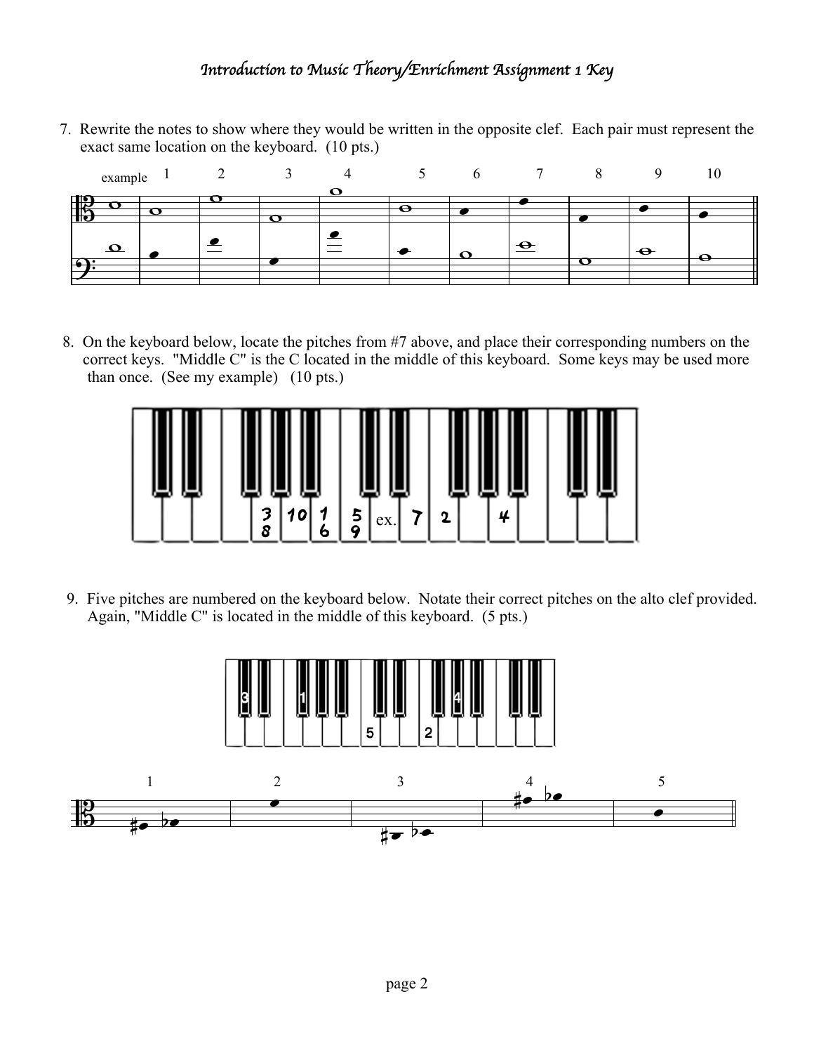*Introduction to Music Theory/Enrichment Assignment 1 Key*

7. Rewrite the notes to show where they would be written in the opposite clef. Each pair must represent the exact same location on the keyboard. (10 pts.)

example 1 2 3 4 5 6 7 8 9 10

8. On the keyboard below, locate the pitches from #7 above, and place their corresponding numbers on the correct keys. "Middle C" is the C located in the middle of this keyboard. Some keys may be used more than once. (See my example) (10 pts.)

3 8 10 1 6 5 9 ex. 7 2 4

9. Five pitches are numbered on the keyboard below. Notate their correct pitches on the alto clef provided. Again, "Middle C" is located in the middle of this keyboard. (5 pts.)

3 1 4 5 2

1 2 3 4 5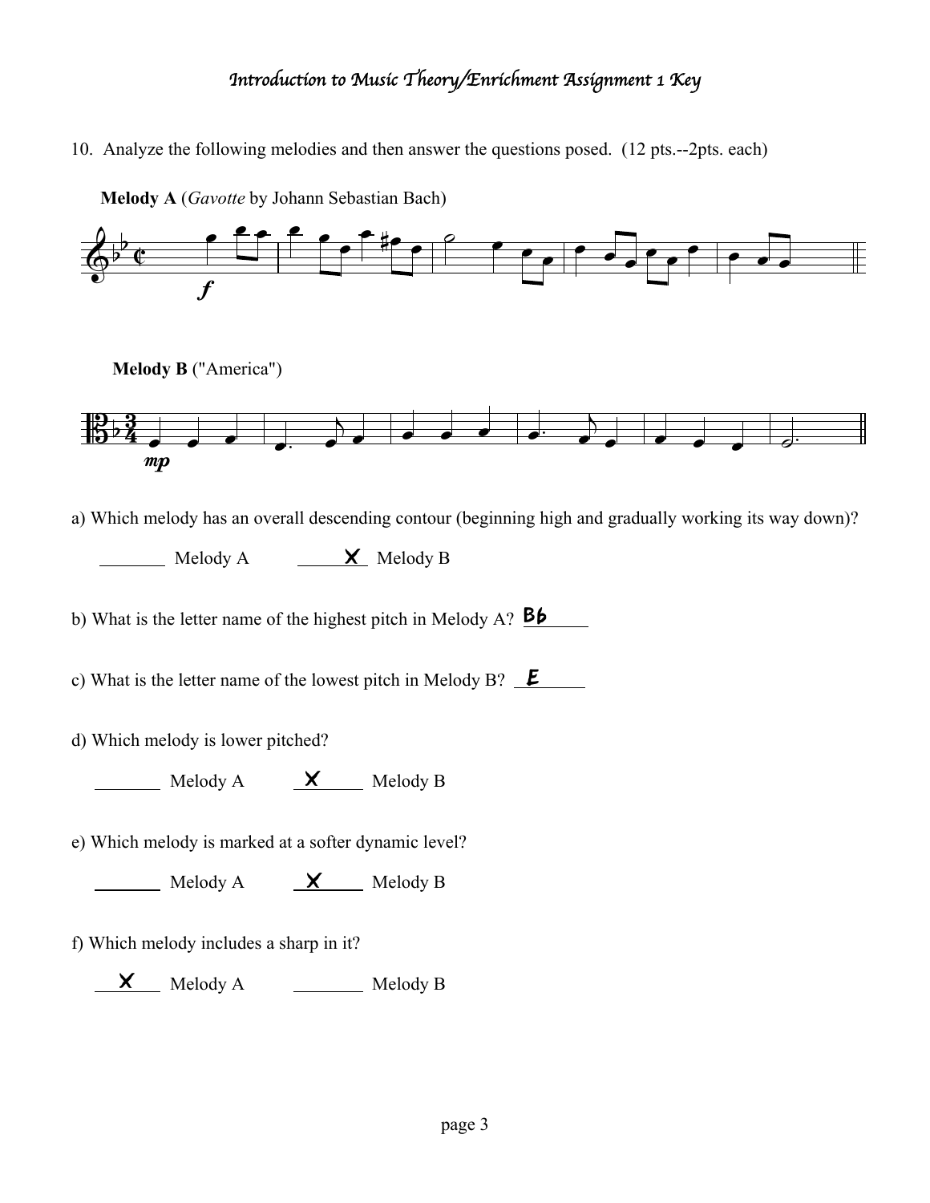*Introduction to Music Theory/Enrichment Assignment 1 Key*

10. Analyze the following melodies and then answer the questions posed. (12 pts.--2pts. each)

**Melody A** (*Gavotte* by Johann Sebastian Bach)

*f*

**Melody B** ("America")

*mp*

a) Which melody has an overall descending contour (beginning high and gradually working its way down)?

\_\_\_\_\_\_\_\_ Melody A   \_\_\_X\_\_\_ Melody B

b) What is the letter name of the highest pitch in Melody A? Bb

c) What is the letter name of the lowest pitch in Melody B? E

d) Which melody is lower pitched?

\_\_\_\_\_\_\_\_ Melody A   \_\_\_X\_\_\_ Melody B

e) Which melody is marked at a softer dynamic level?

\_\_\_\_\_\_\_\_ Melody A   \_\_\_X\_\_\_ Melody B

f) Which melody includes a sharp in it?

\_\_\_X\_\_\_ Melody A   \_\_\_\_\_\_\_\_ Melody B